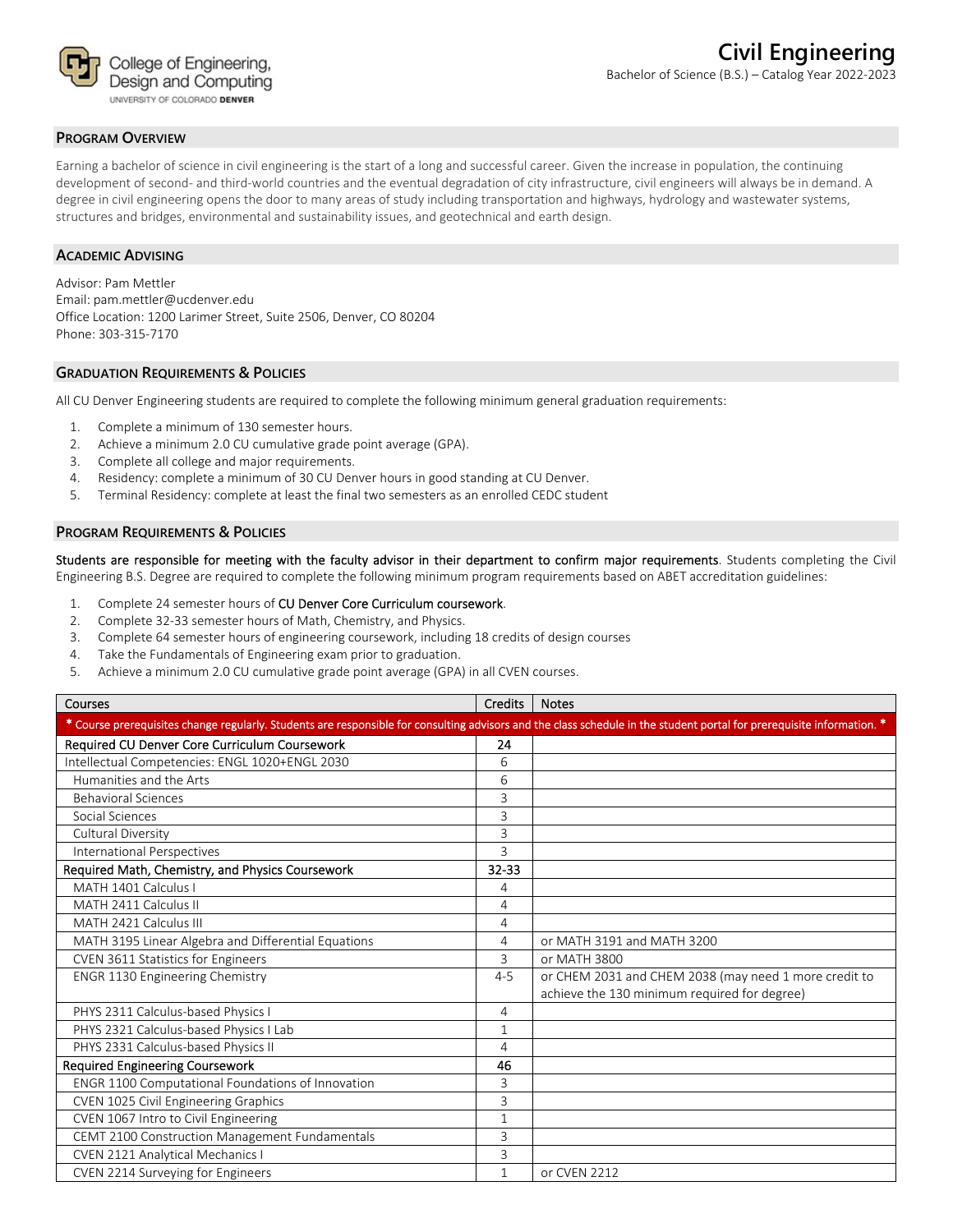College of Engineering, Design and Computing
UNIVERSITY OF COLORADO DENVER

# Civil Engineering

Bachelor of Science (B.S.) – Catalog Year 2022-2023

## Program Overview

Earning a bachelor of science in civil engineering is the start of a long and successful career. Given the increase in population, the continuing development of second- and third-world countries and the eventual degradation of city infrastructure, civil engineers will always be in demand. A degree in civil engineering opens the door to many areas of study including transportation and highways, hydrology and wastewater systems, structures and bridges, environmental and sustainability issues, and geotechnical and earth design.

## Academic Advising

Advisor: Pam Mettler
Email: pam.mettler@ucdenver.edu
Office Location: 1200 Larimer Street, Suite 2506, Denver, CO 80204
Phone: 303-315-7170

## Graduation Requirements & Policies

All CU Denver Engineering students are required to complete the following minimum general graduation requirements:

1. Complete a minimum of 130 semester hours.
2. Achieve a minimum 2.0 CU cumulative grade point average (GPA).
3. Complete all college and major requirements.
4. Residency: complete a minimum of 30 CU Denver hours in good standing at CU Denver.
5. Terminal Residency: complete at least the final two semesters as an enrolled CEDC student

## Program Requirements & Policies

**Students are responsible for meeting with the faculty advisor in their department to confirm major requirements**. Students completing the Civil Engineering B.S. Degree are required to complete the following minimum program requirements based on ABET accreditation guidelines:

1. Complete 24 semester hours of CU Denver Core Curriculum coursework.
2. Complete 32-33 semester hours of Math, Chemistry, and Physics.
3. Complete 64 semester hours of engineering coursework, including 18 credits of design courses
4. Take the Fundamentals of Engineering exam prior to graduation.
5. Achieve a minimum 2.0 CU cumulative grade point average (GPA) in all CVEN courses.

| Courses | Credits | Notes |
|---|---|---|
| * Course prerequisites change regularly. Students are responsible for consulting advisors and the class schedule in the student portal for prerequisite information. * | | |
| **Required CU Denver Core Curriculum Coursework** | **24** | |
| Intellectual Competencies: ENGL 1020+ENGL 2030 | 6 | |
| Humanities and the Arts | 6 | |
| Behavioral Sciences | 3 | |
| Social Sciences | 3 | |
| Cultural Diversity | 3 | |
| International Perspectives | 3 | |
| **Required Math, Chemistry, and Physics Coursework** | **32-33** | |
| MATH 1401 Calculus I | 4 | |
| MATH 2411 Calculus II | 4 | |
| MATH 2421 Calculus III | 4 | |
| MATH 3195 Linear Algebra and Differential Equations | 4 | or MATH 3191 and MATH 3200 |
| CVEN 3611 Statistics for Engineers | 3 | or MATH 3800 |
| ENGR 1130 Engineering Chemistry | 4-5 | or CHEM 2031 and CHEM 2038 (may need 1 more credit to achieve the 130 minimum required for degree) |
| PHYS 2311 Calculus-based Physics I | 4 | |
| PHYS 2321 Calculus-based Physics I Lab | 1 | |
| PHYS 2331 Calculus-based Physics II | 4 | |
| **Required Engineering Coursework** | **46** | |
| ENGR 1100 Computational Foundations of Innovation | 3 | |
| CVEN 1025 Civil Engineering Graphics | 3 | |
| CVEN 1067 Intro to Civil Engineering | 1 | |
| CEMT 2100 Construction Management Fundamentals | 3 | |
| CVEN 2121 Analytical Mechanics I | 3 | |
| CVEN 2214 Surveying for Engineers | 1 | or CVEN 2212 |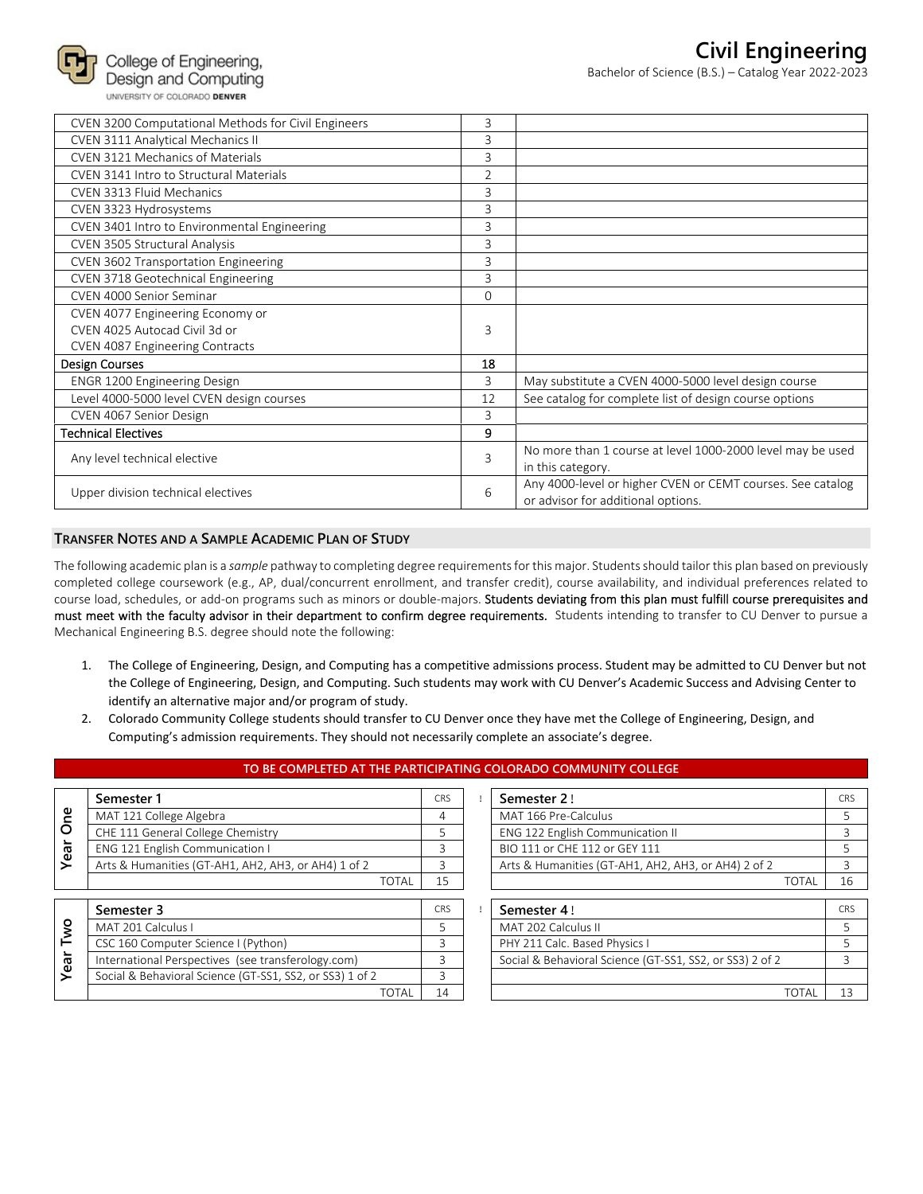| | | |
|---|---|---|
| CVEN 3200 Computational Methods for Civil Engineers | 3 | |
| CVEN 3111 Analytical Mechanics II | 3 | |
| CVEN 3121 Mechanics of Materials | 3 | |
| CVEN 3141 Intro to Structural Materials | 2 | |
| CVEN 3313 Fluid Mechanics | 3 | |
| CVEN 3323 Hydrosystems | 3 | |
| CVEN 3401 Intro to Environmental Engineering | 3 | |
| CVEN 3505 Structural Analysis | 3 | |
| CVEN 3602 Transportation Engineering | 3 | |
| CVEN 3718 Geotechnical Engineering | 3 | |
| CVEN 4000 Senior Seminar | 0 | |
| CVEN 4077 Engineering Economy or<br>CVEN 4025 Autocad Civil 3d or<br>CVEN 4087 Engineering Contracts | 3 | |
| **Design Courses** | **18** | |
| ENGR 1200 Engineering Design | 3 | May substitute a CVEN 4000-5000 level design course |
| Level 4000-5000 level CVEN design courses | 12 | See catalog for complete list of design course options |
| CVEN 4067 Senior Design | 3 | |
| **Technical Electives** | **9** | |
| Any level technical elective | 3 | No more than 1 course at level 1000-2000 level may be used in this category. |
| Upper division technical electives | 6 | Any 4000-level or higher CVEN or CEMT courses. See catalog or advisor for additional options. |

## Transfer Notes and a Sample Academic Plan of Study

The following academic plan is a *sample* pathway to completing degree requirements for this major. Students should tailor this plan based on previously completed college coursework (e.g., AP, dual/concurrent enrollment, and transfer credit), course availability, and individual preferences related to course load, schedules, or add-on programs such as minors or double-majors. Students deviating from this plan must fulfill course prerequisites and must meet with the faculty advisor in their department to confirm degree requirements. Students intending to transfer to CU Denver to pursue a Mechanical Engineering B.S. degree should note the following:

1. The College of Engineering, Design, and Computing has a competitive admissions process. Student may be admitted to CU Denver but not the College of Engineering, Design, and Computing. Such students may work with CU Denver's Academic Success and Advising Center to identify an alternative major and/or program of study.
2. Colorado Community College students should transfer to CU Denver once they have met the College of Engineering, Design, and Computing's admission requirements. They should not necessarily complete an associate's degree.

**TO BE COMPLETED AT THE PARTICIPATING COLORADO COMMUNITY COLLEGE**

### Year One

| Semester 1 | CRS |
|---|---|
| MAT 121 College Algebra | 4 |
| CHE 111 General College Chemistry | 5 |
| ENG 121 English Communication I | 3 |
| Arts & Humanities (GT-AH1, AH2, AH3, or AH4) 1 of 2 | 3 |
| TOTAL | 15 |

| Semester 2 ! | CRS |
|---|---|
| MAT 166 Pre-Calculus | 5 |
| ENG 122 English Communication II | 3 |
| BIO 111 or CHE 112 or GEY 111 | 5 |
| Arts & Humanities (GT-AH1, AH2, AH3, or AH4) 2 of 2 | 3 |
| TOTAL | 16 |

### Year Two

| Semester 3 | CRS |
|---|---|
| MAT 201 Calculus I | 5 |
| CSC 160 Computer Science I (Python) | 3 |
| International Perspectives (see transferology.com) | 3 |
| Social & Behavioral Science (GT-SS1, SS2, or SS3) 1 of 2 | 3 |
| TOTAL | 14 |

| Semester 4 ! | CRS |
|---|---|
| MAT 202 Calculus II | 5 |
| PHY 211 Calc. Based Physics I | 5 |
| Social & Behavioral Science (GT-SS1, SS2, or SS3) 2 of 2 | 3 |
| | |
| TOTAL | 13 |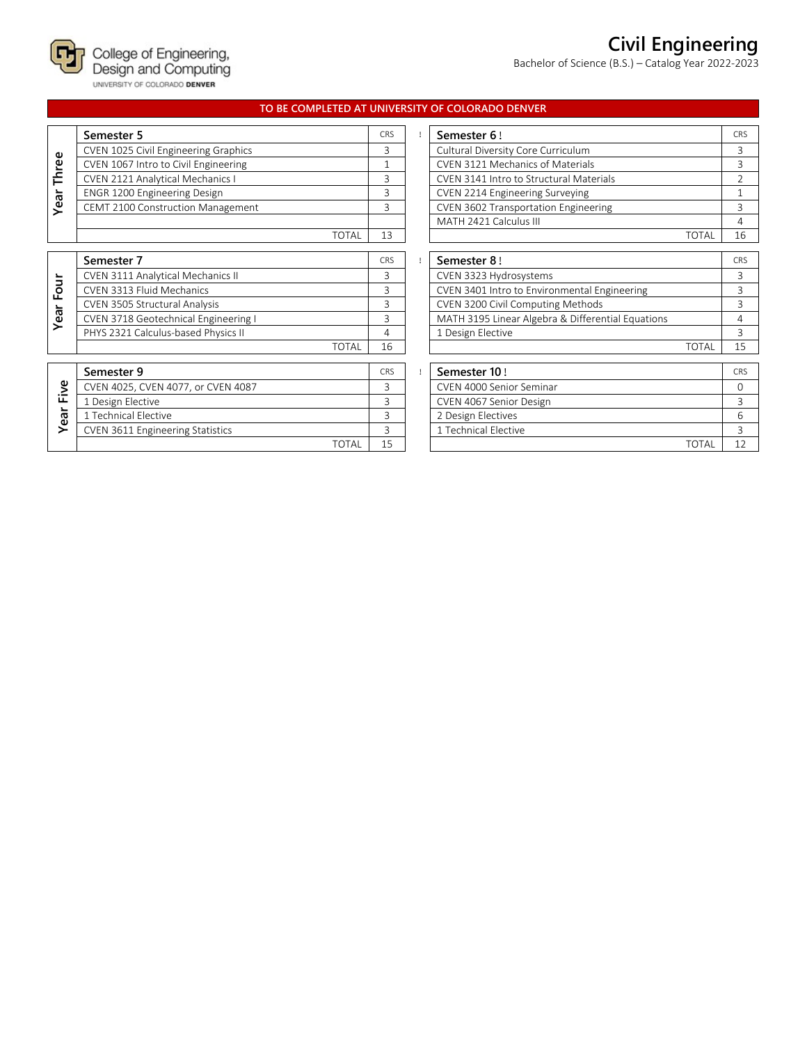College of Engineering, Design and Computing
UNIVERSITY OF COLORADO DENVER

# Civil Engineering

Bachelor of Science (B.S.) – Catalog Year 2022-2023

## TO BE COMPLETED AT UNIVERSITY OF COLORADO DENVER

### Year Three

| Semester 5 | CRS |
|---|---|
| CVEN 1025 Civil Engineering Graphics | 3 |
| CVEN 1067 Intro to Civil Engineering | 1 |
| CVEN 2121 Analytical Mechanics I | 3 |
| ENGR 1200 Engineering Design | 3 |
| CEMT 2100 Construction Management | 3 |
| | |
| TOTAL | 13 |

| Semester 6 ! | CRS |
|---|---|
| Cultural Diversity Core Curriculum | 3 |
| CVEN 3121 Mechanics of Materials | 3 |
| CVEN 3141 Intro to Structural Materials | 2 |
| CVEN 2214 Engineering Surveying | 1 |
| CVEN 3602 Transportation Engineering | 3 |
| MATH 2421 Calculus III | 4 |
| TOTAL | 16 |

### Year Four

| Semester 7 | CRS |
|---|---|
| CVEN 3111 Analytical Mechanics II | 3 |
| CVEN 3313 Fluid Mechanics | 3 |
| CVEN 3505 Structural Analysis | 3 |
| CVEN 3718 Geotechnical Engineering I | 3 |
| PHYS 2321 Calculus-based Physics II | 4 |
| TOTAL | 16 |

| Semester 8 ! | CRS |
|---|---|
| CVEN 3323 Hydrosystems | 3 |
| CVEN 3401 Intro to Environmental Engineering | 3 |
| CVEN 3200 Civil Computing Methods | 3 |
| MATH 3195 Linear Algebra & Differential Equations | 4 |
| 1 Design Elective | 3 |
| TOTAL | 15 |

### Year Five

| Semester 9 | CRS |
|---|---|
| CVEN 4025, CVEN 4077, or CVEN 4087 | 3 |
| 1 Design Elective | 3 |
| 1 Technical Elective | 3 |
| CVEN 3611 Engineering Statistics | 3 |
| TOTAL | 15 |

| Semester 10 ! | CRS |
|---|---|
| CVEN 4000 Senior Seminar | 0 |
| CVEN 4067 Senior Design | 3 |
| 2 Design Electives | 6 |
| 1 Technical Elective | 3 |
| TOTAL | 12 |